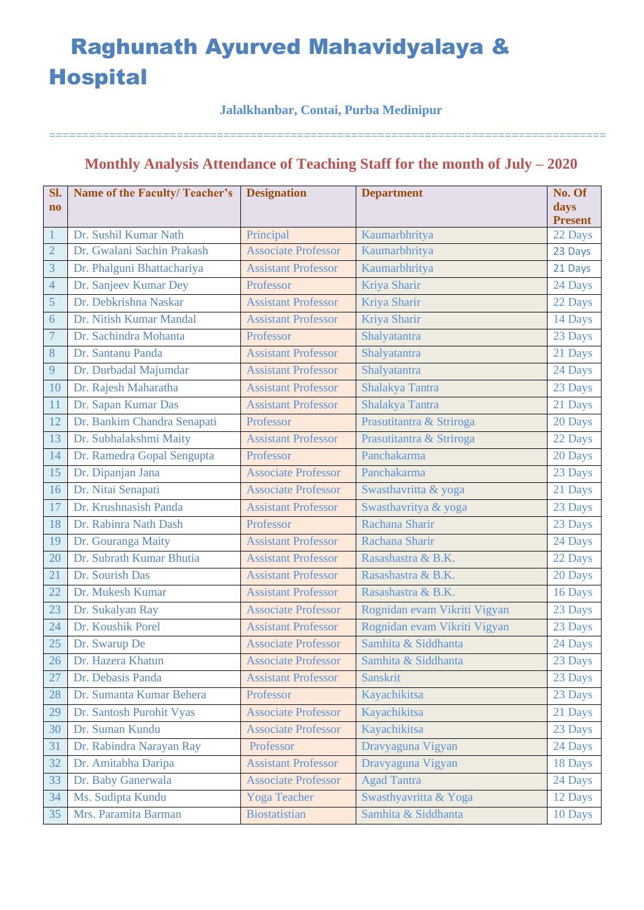# Raghunath Ayurved Mahavidyalaya & Hospital

**Jalalkhanbar, Contai, Purba Medinipur**

==============================================================================

## Monthly Analysis Attendance of Teaching Staff for the month of July – 2020

| Sl. no | Name of the Faculty/ Teacher's | Designation | Department | No. Of days Present |
|---|---|---|---|---|
| 1 | Dr. Sushil Kumar Nath | Principal | Kaumarbhritya | 22 Days |
| 2 | Dr. Gwalani Sachin Prakash | Associate Professor | Kaumarbhritya | 23 Days |
| 3 | Dr. Phalguni Bhattachariya | Assistant Professor | Kaumarbhritya | 21 Days |
| 4 | Dr. Sanjeev Kumar Dey | Professor | Kriya Sharir | 24 Days |
| 5 | Dr. Debkrishna Naskar | Assistant Professor | Kriya Sharir | 22 Days |
| 6 | Dr. Nitish Kumar Mandal | Assistant Professor | Kriya Sharir | 14 Days |
| 7 | Dr. Sachindra Mohanta | Professor | Shalyatantra | 23 Days |
| 8 | Dr. Santanu Panda | Assistant Professor | Shalyatantra | 21 Days |
| 9 | Dr. Durbadal Majumdar | Assistant Professor | Shalyatantra | 24 Days |
| 10 | Dr. Rajesh Maharatha | Assistant Professor | Shalakya Tantra | 23 Days |
| 11 | Dr. Sapan Kumar Das | Assistant Professor | Shalakya Tantra | 21 Days |
| 12 | Dr. Bankim Chandra Senapati | Professor | Prasutitantra & Striroga | 20 Days |
| 13 | Dr. Subhalakshmi Maity | Assistant Professor | Prasutitantra & Striroga | 22 Days |
| 14 | Dr. Ramedra Gopal Sengupta | Professor | Panchakarma | 20 Days |
| 15 | Dr. Dipanjan Jana | Associate Professor | Panchakarma | 23 Days |
| 16 | Dr. Nitai Senapati | Associate Professor | Swasthavritta & yoga | 21 Days |
| 17 | Dr. Krushnasish Panda | Assistant Professor | Swasthavritya & yoga | 23 Days |
| 18 | Dr. Rabinra Nath Dash | Professor | Rachana Sharir | 23 Days |
| 19 | Dr. Gouranga Maity | Assistant Professor | Rachana Sharir | 24 Days |
| 20 | Dr. Subrath Kumar Bhutia | Assistant Professor | Rasashastra & B.K. | 22 Days |
| 21 | Dr. Sourish Das | Assistant Professor | Rasashastra & B.K. | 20 Days |
| 22 | Dr. Mukesh Kumar | Assistant Professor | Rasashastra & B.K. | 16 Days |
| 23 | Dr. Sukalyan Ray | Associate Professor | Rognidan evam Vikriti Vigyan | 23 Days |
| 24 | Dr. Koushik Porel | Assistant Professor | Rognidan evam Vikriti Vigyan | 23 Days |
| 25 | Dr. Swarup De | Associate Professor | Samhita & Siddhanta | 24 Days |
| 26 | Dr. Hazera Khatun | Associate Professor | Samhita & Siddhanta | 23 Days |
| 27 | Dr. Debasis Panda | Assistant Professor | Sanskrit | 23 Days |
| 28 | Dr. Sumanta Kumar Behera | Professor | Kayachikitsa | 23 Days |
| 29 | Dr. Santosh Purohit Vyas | Associate Professor | Kayachikitsa | 21 Days |
| 30 | Dr. Suman Kundu | Associate Professor | Kayachikitsa | 23 Days |
| 31 | Dr. Rabindra Narayan Ray | Professor | Dravyaguna Vigyan | 24 Days |
| 32 | Dr. Amitabha Daripa | Assistant Professor | Dravyaguna Vigyan | 18 Days |
| 33 | Dr. Baby Ganerwala | Associate Professor | Agad Tantra | 24 Days |
| 34 | Ms. Sudipta Kundu | Yoga Teacher | Swasthyavritta & Yoga | 12 Days |
| 35 | Mrs. Paramita Barman | Biostatistian | Samhita & Siddhanta | 10 Days |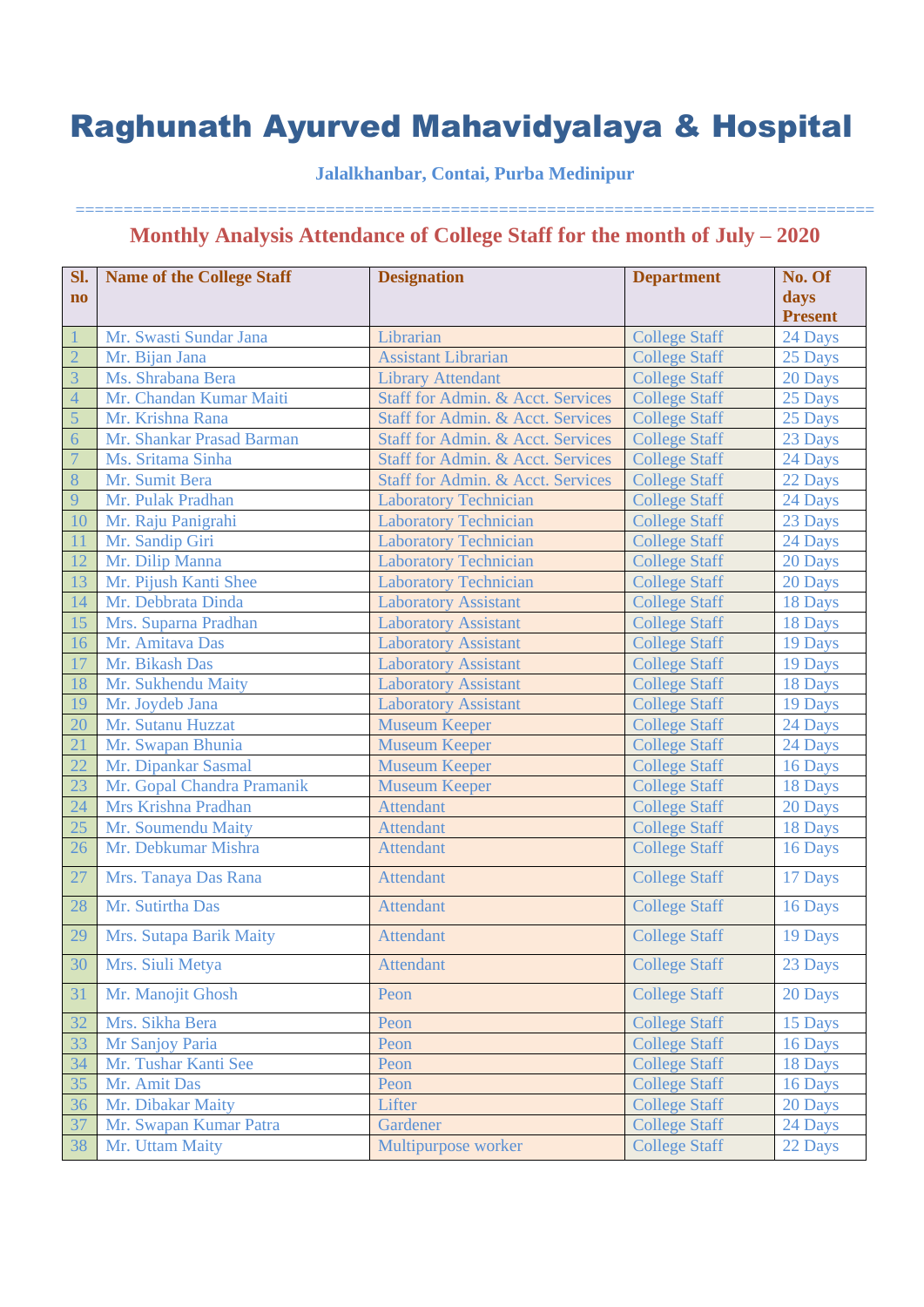# Raghunath Ayurved Mahavidyalaya & Hospital

**Jalalkhanbar, Contai, Purba Medinipur**

==================================================================================

## Monthly Analysis Attendance of College Staff for the month of July – 2020

| Sl. no | Name of the College Staff | Designation | Department | No. Of days Present |
|---|---|---|---|---|
| 1 | Mr. Swasti Sundar Jana | Librarian | College Staff | 24 Days |
| 2 | Mr. Bijan Jana | Assistant Librarian | College Staff | 25 Days |
| 3 | Ms. Shrabana Bera | Library Attendant | College Staff | 20 Days |
| 4 | Mr. Chandan Kumar Maiti | Staff for Admin. & Acct. Services | College Staff | 25 Days |
| 5 | Mr. Krishna Rana | Staff for Admin. & Acct. Services | College Staff | 25 Days |
| 6 | Mr. Shankar Prasad Barman | Staff for Admin. & Acct. Services | College Staff | 23 Days |
| 7 | Ms. Sritama Sinha | Staff for Admin. & Acct. Services | College Staff | 24 Days |
| 8 | Mr. Sumit Bera | Staff for Admin. & Acct. Services | College Staff | 22 Days |
| 9 | Mr. Pulak Pradhan | Laboratory Technician | College Staff | 24 Days |
| 10 | Mr. Raju Panigrahi | Laboratory Technician | College Staff | 23 Days |
| 11 | Mr. Sandip Giri | Laboratory Technician | College Staff | 24 Days |
| 12 | Mr. Dilip Manna | Laboratory Technician | College Staff | 20 Days |
| 13 | Mr. Pijush Kanti Shee | Laboratory Technician | College Staff | 20 Days |
| 14 | Mr. Debbrata Dinda | Laboratory Assistant | College Staff | 18 Days |
| 15 | Mrs. Suparna Pradhan | Laboratory Assistant | College Staff | 18 Days |
| 16 | Mr. Amitava Das | Laboratory Assistant | College Staff | 19 Days |
| 17 | Mr. Bikash Das | Laboratory Assistant | College Staff | 19 Days |
| 18 | Mr. Sukhendu Maity | Laboratory Assistant | College Staff | 18 Days |
| 19 | Mr. Joydeb Jana | Laboratory Assistant | College Staff | 19 Days |
| 20 | Mr. Sutanu Huzzat | Museum Keeper | College Staff | 24 Days |
| 21 | Mr. Swapan Bhunia | Museum Keeper | College Staff | 24 Days |
| 22 | Mr. Dipankar Sasmal | Museum Keeper | College Staff | 16 Days |
| 23 | Mr. Gopal Chandra Pramanik | Museum Keeper | College Staff | 18 Days |
| 24 | Mrs Krishna Pradhan | Attendant | College Staff | 20 Days |
| 25 | Mr. Soumendu Maity | Attendant | College Staff | 18 Days |
| 26 | Mr. Debkumar Mishra | Attendant | College Staff | 16 Days |
| 27 | Mrs. Tanaya Das Rana | Attendant | College Staff | 17 Days |
| 28 | Mr. Sutirtha Das | Attendant | College Staff | 16 Days |
| 29 | Mrs. Sutapa Barik Maity | Attendant | College Staff | 19 Days |
| 30 | Mrs. Siuli Metya | Attendant | College Staff | 23 Days |
| 31 | Mr. Manojit Ghosh | Peon | College Staff | 20 Days |
| 32 | Mrs. Sikha Bera | Peon | College Staff | 15 Days |
| 33 | Mr Sanjoy Paria | Peon | College Staff | 16 Days |
| 34 | Mr. Tushar Kanti See | Peon | College Staff | 18 Days |
| 35 | Mr. Amit Das | Peon | College Staff | 16 Days |
| 36 | Mr. Dibakar Maity | Lifter | College Staff | 20 Days |
| 37 | Mr. Swapan Kumar Patra | Gardener | College Staff | 24 Days |
| 38 | Mr. Uttam Maity | Multipurpose worker | College Staff | 22 Days |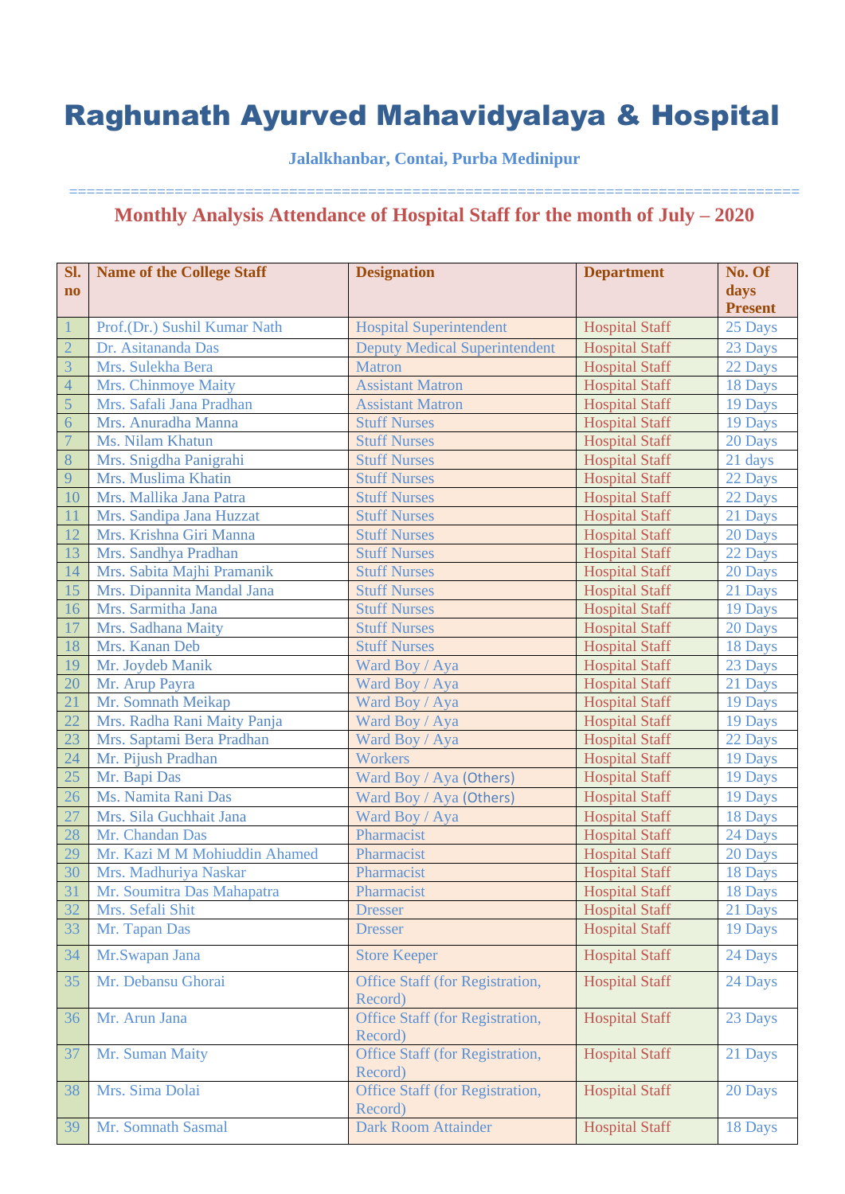# Raghunath Ayurved Mahavidyalaya & Hospital

**Jalalkhanbar, Contai, Purba Medinipur**

=====================================================================================

## Monthly Analysis Attendance of Hospital Staff for the month of July – 2020

| Sl. no | Name of the College Staff | Designation | Department | No. Of days Present |
|---|---|---|---|---|
| 1 | Prof.(Dr.) Sushil Kumar Nath | Hospital Superintendent | Hospital Staff | 25 Days |
| 2 | Dr. Asitananda Das | Deputy Medical Superintendent | Hospital Staff | 23 Days |
| 3 | Mrs. Sulekha Bera | Matron | Hospital Staff | 22 Days |
| 4 | Mrs. Chinmoye Maity | Assistant Matron | Hospital Staff | 18 Days |
| 5 | Mrs. Safali Jana Pradhan | Assistant Matron | Hospital Staff | 19 Days |
| 6 | Mrs. Anuradha Manna | Stuff Nurses | Hospital Staff | 19 Days |
| 7 | Ms. Nilam Khatun | Stuff Nurses | Hospital Staff | 20 Days |
| 8 | Mrs. Snigdha Panigrahi | Stuff Nurses | Hospital Staff | 21 days |
| 9 | Mrs. Muslima Khatin | Stuff Nurses | Hospital Staff | 22 Days |
| 10 | Mrs. Mallika Jana Patra | Stuff Nurses | Hospital Staff | 22 Days |
| 11 | Mrs. Sandipa Jana Huzzat | Stuff Nurses | Hospital Staff | 21 Days |
| 12 | Mrs. Krishna Giri Manna | Stuff Nurses | Hospital Staff | 20 Days |
| 13 | Mrs. Sandhya Pradhan | Stuff Nurses | Hospital Staff | 22 Days |
| 14 | Mrs. Sabita Majhi Pramanik | Stuff Nurses | Hospital Staff | 20 Days |
| 15 | Mrs. Dipannita Mandal Jana | Stuff Nurses | Hospital Staff | 21 Days |
| 16 | Mrs. Sarmitha Jana | Stuff Nurses | Hospital Staff | 19 Days |
| 17 | Mrs. Sadhana Maity | Stuff Nurses | Hospital Staff | 20 Days |
| 18 | Mrs. Kanan Deb | Stuff Nurses | Hospital Staff | 18 Days |
| 19 | Mr. Joydeb Manik | Ward Boy / Aya | Hospital Staff | 23 Days |
| 20 | Mr. Arup Payra | Ward Boy / Aya | Hospital Staff | 21 Days |
| 21 | Mr. Somnath Meikap | Ward Boy / Aya | Hospital Staff | 19 Days |
| 22 | Mrs. Radha Rani Maity Panja | Ward Boy / Aya | Hospital Staff | 19 Days |
| 23 | Mrs. Saptami Bera Pradhan | Ward Boy / Aya | Hospital Staff | 22 Days |
| 24 | Mr. Pijush Pradhan | Workers | Hospital Staff | 19 Days |
| 25 | Mr. Bapi Das | Ward Boy / Aya (Others) | Hospital Staff | 19 Days |
| 26 | Ms. Namita Rani Das | Ward Boy / Aya (Others) | Hospital Staff | 19 Days |
| 27 | Mrs. Sila Guchhait Jana | Ward Boy / Aya | Hospital Staff | 18 Days |
| 28 | Mr. Chandan Das | Pharmacist | Hospital Staff | 24 Days |
| 29 | Mr. Kazi M M Mohiuddin Ahamed | Pharmacist | Hospital Staff | 20 Days |
| 30 | Mrs. Madhuriya Naskar | Pharmacist | Hospital Staff | 18 Days |
| 31 | Mr. Soumitra Das Mahapatra | Pharmacist | Hospital Staff | 18 Days |
| 32 | Mrs. Sefali Shit | Dresser | Hospital Staff | 21 Days |
| 33 | Mr. Tapan Das | Dresser | Hospital Staff | 19 Days |
| 34 | Mr.Swapan Jana | Store Keeper | Hospital Staff | 24 Days |
| 35 | Mr. Debansu Ghorai | Office Staff (for Registration, Record) | Hospital Staff | 24 Days |
| 36 | Mr. Arun Jana | Office Staff (for Registration, Record) | Hospital Staff | 23 Days |
| 37 | Mr. Suman Maity | Office Staff (for Registration, Record) | Hospital Staff | 21 Days |
| 38 | Mrs. Sima Dolai | Office Staff (for Registration, Record) | Hospital Staff | 20 Days |
| 39 | Mr. Somnath Sasmal | Dark Room Attainder | Hospital Staff | 18 Days |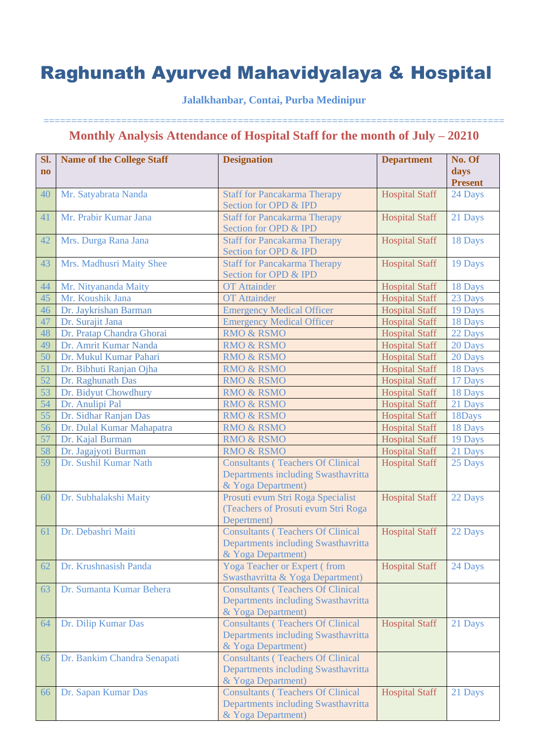# Raghunath Ayurved Mahavidyalaya & Hospital

**Jalalkhanbar, Contai, Purba Medinipur**

================================================================================

## Monthly Analysis Attendance of Hospital Staff for the month of July – 20210

| Sl. no | Name of the College Staff | Designation | Department | No. Of days Present |
|---|---|---|---|---|
| 40 | Mr. Satyabrata Nanda | Staff for Pancakarma Therapy Section for OPD & IPD | Hospital Staff | 24 Days |
| 41 | Mr. Prabir Kumar Jana | Staff for Pancakarma Therapy Section for OPD & IPD | Hospital Staff | 21 Days |
| 42 | Mrs. Durga Rana Jana | Staff for Pancakarma Therapy Section for OPD & IPD | Hospital Staff | 18 Days |
| 43 | Mrs. Madhusri Maity Shee | Staff for Pancakarma Therapy Section for OPD & IPD | Hospital Staff | 19 Days |
| 44 | Mr. Nityananda Maity | OT Attainder | Hospital Staff | 18 Days |
| 45 | Mr. Koushik Jana | OT Attainder | Hospital Staff | 23 Days |
| 46 | Dr. Jaykrishan Barman | Emergency Medical Officer | Hospital Staff | 19 Days |
| 47 | Dr. Surajit Jana | Emergency Medical Officer | Hospital Staff | 18 Days |
| 48 | Dr. Pratap Chandra Ghorai | RMO & RSMO | Hospital Staff | 22 Days |
| 49 | Dr. Amrit Kumar Nanda | RMO & RSMO | Hospital Staff | 20 Days |
| 50 | Dr. Mukul Kumar Pahari | RMO & RSMO | Hospital Staff | 20 Days |
| 51 | Dr. Bibhuti Ranjan Ojha | RMO & RSMO | Hospital Staff | 18 Days |
| 52 | Dr. Raghunath Das | RMO & RSMO | Hospital Staff | 17 Days |
| 53 | Dr. Bidyut Chowdhury | RMO & RSMO | Hospital Staff | 18 Days |
| 54 | Dr. Anulipi Pal | RMO & RSMO | Hospital Staff | 21 Days |
| 55 | Dr. Sidhar Ranjan Das | RMO & RSMO | Hospital Staff | 18Days |
| 56 | Dr. Dulal Kumar Mahapatra | RMO & RSMO | Hospital Staff | 18 Days |
| 57 | Dr. Kajal Burman | RMO & RSMO | Hospital Staff | 19 Days |
| 58 | Dr. Jagajyoti Burman | RMO & RSMO | Hospital Staff | 21 Days |
| 59 | Dr. Sushil Kumar Nath | Consultants ( Teachers Of Clinical Departments including Swasthavritta & Yoga Department) | Hospital Staff | 25 Days |
| 60 | Dr. Subhalakshi Maity | Prosuti evum Stri Roga Specialist (Teachers of Prosuti evum Stri Roga Depertment) | Hospital Staff | 22 Days |
| 61 | Dr. Debashri Maiti | Consultants ( Teachers Of Clinical Departments including Swasthavritta & Yoga Department) | Hospital Staff | 22 Days |
| 62 | Dr. Krushnasish Panda | Yoga Teacher or Expert ( from Swasthavritta & Yoga Department) | Hospital Staff | 24 Days |
| 63 | Dr. Sumanta Kumar Behera | Consultants ( Teachers Of Clinical Departments including Swasthavritta & Yoga Department) | | |
| 64 | Dr. Dilip Kumar Das | Consultants ( Teachers Of Clinical Departments including Swasthavritta & Yoga Department) | Hospital Staff | 21 Days |
| 65 | Dr. Bankim Chandra Senapati | Consultants ( Teachers Of Clinical Departments including Swasthavritta & Yoga Department) | | |
| 66 | Dr. Sapan Kumar Das | Consultants ( Teachers Of Clinical Departments including Swasthavritta & Yoga Department) | Hospital Staff | 21 Days |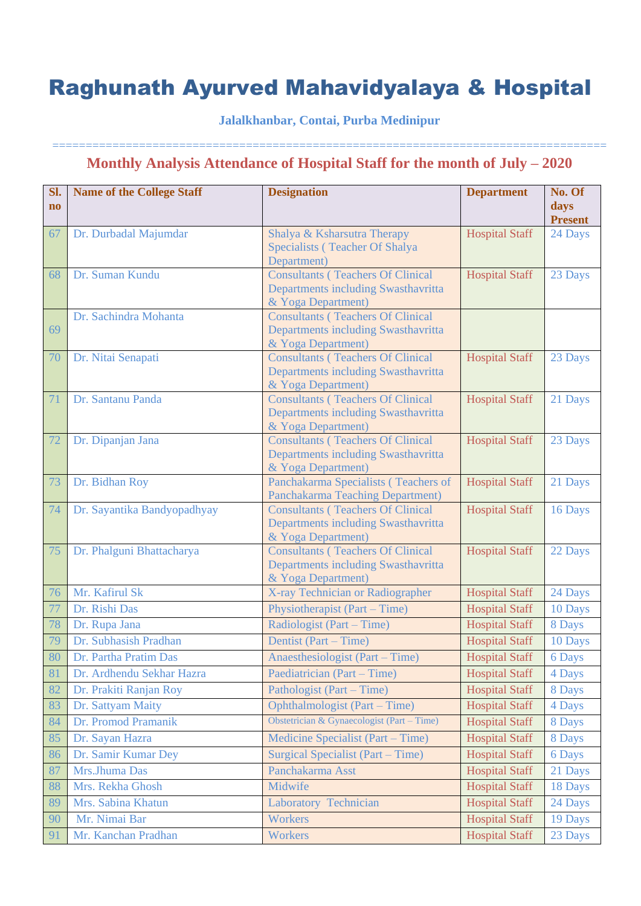# Raghunath Ayurved Mahavidyalaya & Hospital

**Jalalkhanbar, Contai, Purba Medinipur**

================================================================================

## Monthly Analysis Attendance of Hospital Staff for the month of July – 2020

| Sl. no | Name of the College Staff | Designation | Department | No. Of days Present |
|---|---|---|---|---|
| 67 | Dr. Durbadal Majumdar | Shalya & Ksharsutra Therapy Specialists ( Teacher Of Shalya Department) | Hospital Staff | 24 Days |
| 68 | Dr. Suman Kundu | Consultants ( Teachers Of Clinical Departments including Swasthavritta & Yoga Department) | Hospital Staff | 23 Days |
| 69 | Dr. Sachindra Mohanta | Consultants ( Teachers Of Clinical Departments including Swasthavritta & Yoga Department) | | |
| 70 | Dr. Nitai Senapati | Consultants ( Teachers Of Clinical Departments including Swasthavritta & Yoga Department) | Hospital Staff | 23 Days |
| 71 | Dr. Santanu Panda | Consultants ( Teachers Of Clinical Departments including Swasthavritta & Yoga Department) | Hospital Staff | 21 Days |
| 72 | Dr. Dipanjan Jana | Consultants ( Teachers Of Clinical Departments including Swasthavritta & Yoga Department) | Hospital Staff | 23 Days |
| 73 | Dr. Bidhan Roy | Panchakarma Specialists ( Teachers of Panchakarma Teaching Department) | Hospital Staff | 21 Days |
| 74 | Dr. Sayantika Bandyopadhyay | Consultants ( Teachers Of Clinical Departments including Swasthavritta & Yoga Department) | Hospital Staff | 16 Days |
| 75 | Dr. Phalguni Bhattacharya | Consultants ( Teachers Of Clinical Departments including Swasthavritta & Yoga Department) | Hospital Staff | 22 Days |
| 76 | Mr. Kafirul Sk | X-ray Technician or Radiographer | Hospital Staff | 24 Days |
| 77 | Dr. Rishi Das | Physiotherapist (Part – Time) | Hospital Staff | 10 Days |
| 78 | Dr. Rupa Jana | Radiologist (Part – Time) | Hospital Staff | 8 Days |
| 79 | Dr. Subhasish Pradhan | Dentist (Part – Time) | Hospital Staff | 10 Days |
| 80 | Dr. Partha Pratim Das | Anaesthesiologist (Part – Time) | Hospital Staff | 6 Days |
| 81 | Dr. Ardhendu Sekhar Hazra | Paediatrician (Part – Time) | Hospital Staff | 4 Days |
| 82 | Dr. Prakiti Ranjan Roy | Pathologist (Part – Time) | Hospital Staff | 8 Days |
| 83 | Dr. Sattyam Maity | Ophthalmologist (Part – Time) | Hospital Staff | 4 Days |
| 84 | Dr. Promod Pramanik | Obstetrician & Gynaecologist (Part – Time) | Hospital Staff | 8 Days |
| 85 | Dr. Sayan Hazra | Medicine Specialist (Part – Time) | Hospital Staff | 8 Days |
| 86 | Dr. Samir Kumar Dey | Surgical Specialist (Part – Time) | Hospital Staff | 6 Days |
| 87 | Mrs.Jhuma Das | Panchakarma Asst | Hospital Staff | 21 Days |
| 88 | Mrs. Rekha Ghosh | Midwife | Hospital Staff | 18 Days |
| 89 | Mrs. Sabina Khatun | Laboratory Technician | Hospital Staff | 24 Days |
| 90 | Mr. Nimai Bar | Workers | Hospital Staff | 19 Days |
| 91 | Mr. Kanchan Pradhan | Workers | Hospital Staff | 23 Days |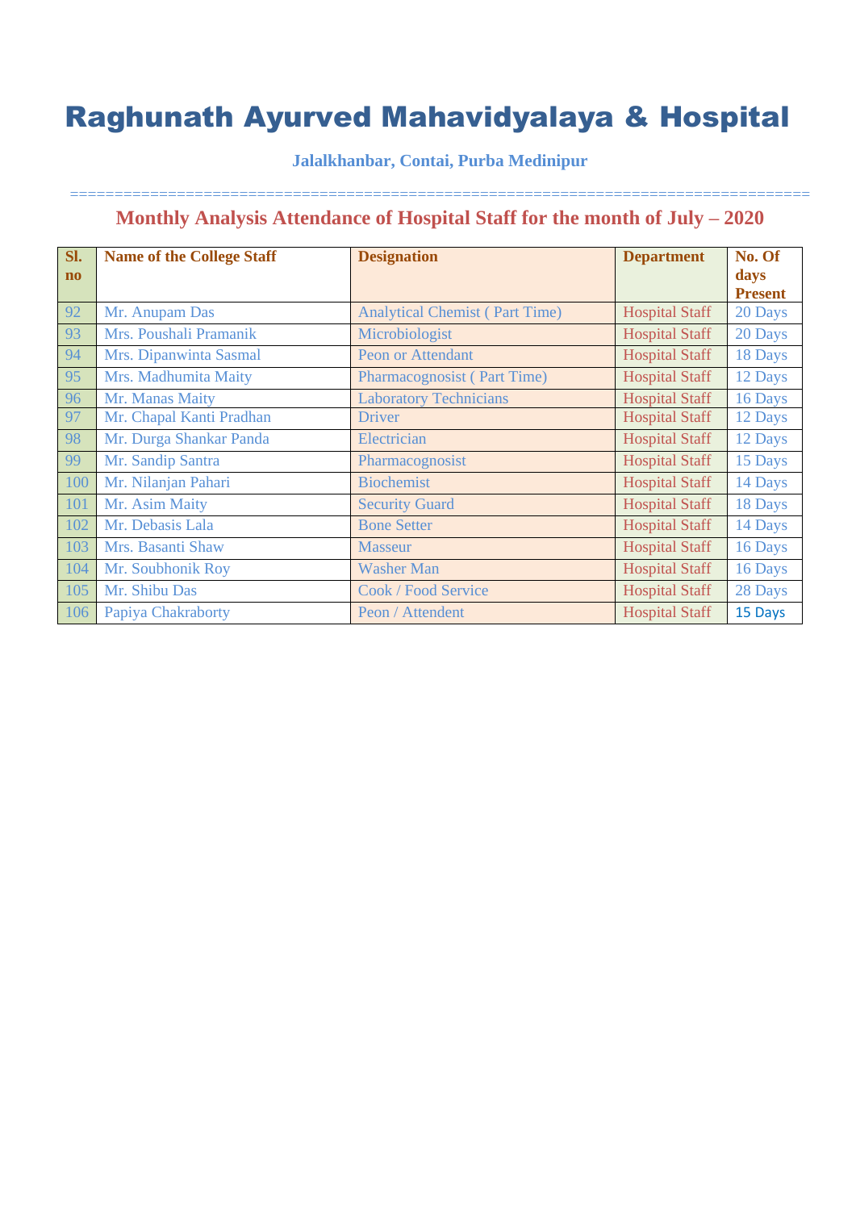# Raghunath Ayurved Mahavidyalaya & Hospital

**Jalalkhanbar, Contai, Purba Medinipur**

===================================================================================

## Monthly Analysis Attendance of Hospital Staff for the month of July – 2020

| Sl. no | Name of the College Staff | Designation | Department | No. Of days Present |
|---|---|---|---|---|
| 92 | Mr. Anupam Das | Analytical Chemist ( Part Time) | Hospital Staff | 20 Days |
| 93 | Mrs. Poushali Pramanik | Microbiologist | Hospital Staff | 20 Days |
| 94 | Mrs. Dipanwinta Sasmal | Peon or Attendant | Hospital Staff | 18 Days |
| 95 | Mrs. Madhumita Maity | Pharmacognosist ( Part Time) | Hospital Staff | 12 Days |
| 96 | Mr. Manas Maity | Laboratory Technicians | Hospital Staff | 16 Days |
| 97 | Mr. Chapal Kanti Pradhan | Driver | Hospital Staff | 12 Days |
| 98 | Mr. Durga Shankar Panda | Electrician | Hospital Staff | 12 Days |
| 99 | Mr. Sandip Santra | Pharmacognosist | Hospital Staff | 15 Days |
| 100 | Mr. Nilanjan Pahari | Biochemist | Hospital Staff | 14 Days |
| 101 | Mr. Asim Maity | Security Guard | Hospital Staff | 18 Days |
| 102 | Mr. Debasis Lala | Bone Setter | Hospital Staff | 14 Days |
| 103 | Mrs. Basanti Shaw | Masseur | Hospital Staff | 16 Days |
| 104 | Mr. Soubhonik Roy | Washer Man | Hospital Staff | 16 Days |
| 105 | Mr. Shibu Das | Cook / Food Service | Hospital Staff | 28 Days |
| 106 | Papiya Chakraborty | Peon / Attendent | Hospital Staff | 15 Days |